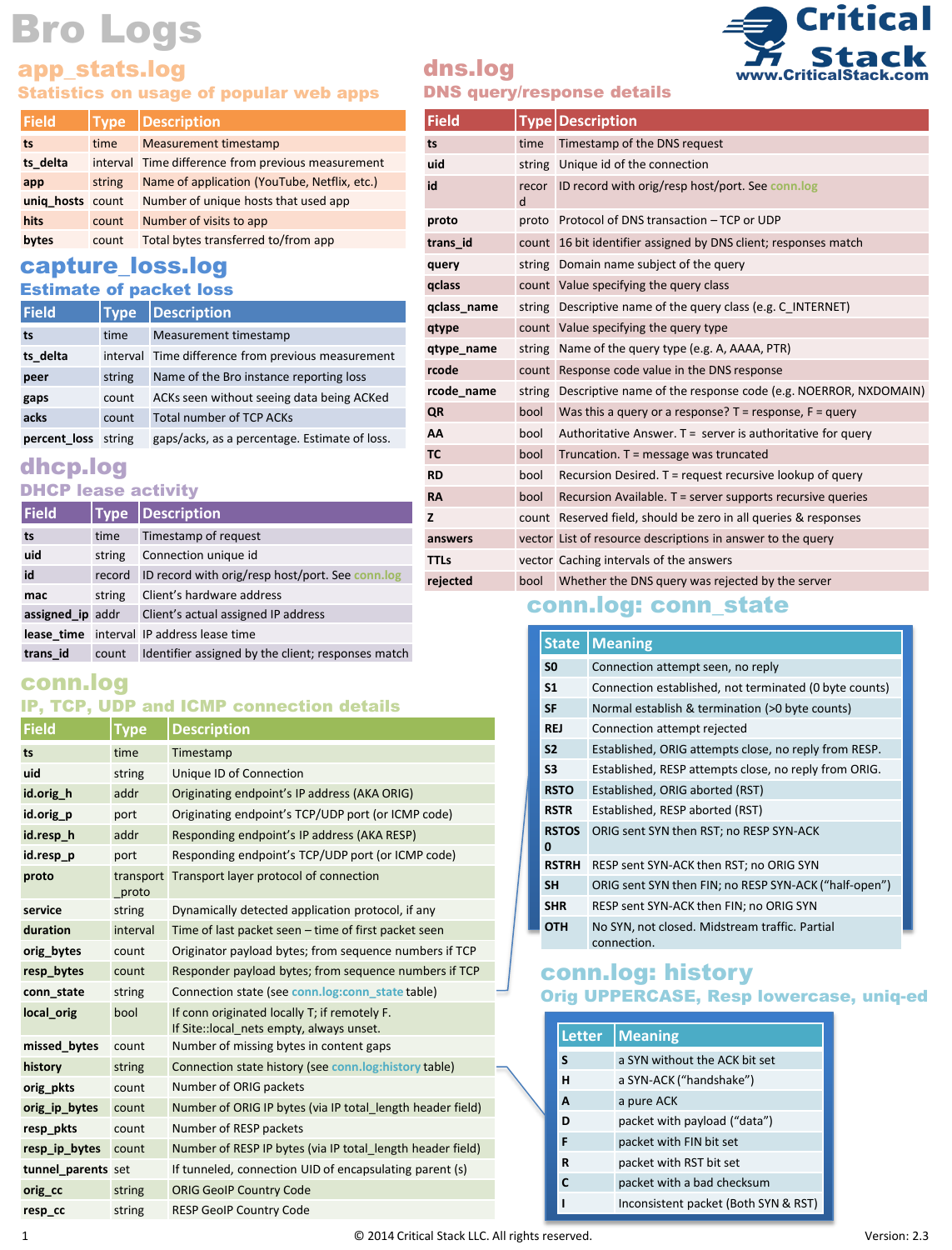# Bro Logs

Critical Stack
www.CriticalStack.com

## app_stats.log

### Statistics on usage of popular web apps

| Field | Type | Description |
|---|---|---|
| ts | time | Measurement timestamp |
| ts_delta | interval | Time difference from previous measurement |
| app | string | Name of application (YouTube, Netflix, etc.) |
| uniq_hosts | count | Number of unique hosts that used app |
| hits | count | Number of visits to app |
| bytes | count | Total bytes transferred to/from app |

## capture_loss.log

### Estimate of packet loss

| Field | Type | Description |
|---|---|---|
| ts | time | Measurement timestamp |
| ts_delta | interval | Time difference from previous measurement |
| peer | string | Name of the Bro instance reporting loss |
| gaps | count | ACKs seen without seeing data being ACKed |
| acks | count | Total number of TCP ACKs |
| percent_loss | string | gaps/acks, as a percentage. Estimate of loss. |

## dhcp.log

### DHCP lease activity

| Field | Type | Description |
|---|---|---|
| ts | time | Timestamp of request |
| uid | string | Connection unique id |
| id | record | ID record with orig/resp host/port. See conn.log |
| mac | string | Client's hardware address |
| assigned_ip | addr | Client's actual assigned IP address |
| lease_time | interval | IP address lease time |
| trans_id | count | Identifier assigned by the client; responses match |

## conn.log

### IP, TCP, UDP and ICMP connection details

| Field | Type | Description |
|---|---|---|
| ts | time | Timestamp |
| uid | string | Unique ID of Connection |
| id.orig_h | addr | Originating endpoint's IP address (AKA ORIG) |
| id.orig_p | port | Originating endpoint's TCP/UDP port (or ICMP code) |
| id.resp_h | addr | Responding endpoint's IP address (AKA RESP) |
| id.resp_p | port | Responding endpoint's TCP/UDP port (or ICMP code) |
| proto | transport_proto | Transport layer protocol of connection |
| service | string | Dynamically detected application protocol, if any |
| duration | interval | Time of last packet seen – time of first packet seen |
| orig_bytes | count | Originator payload bytes; from sequence numbers if TCP |
| resp_bytes | count | Responder payload bytes; from sequence numbers if TCP |
| conn_state | string | Connection state (see conn.log:conn_state table) |
| local_orig | bool | If conn originated locally T; if remotely F. If Site::local_nets empty, always unset. |
| missed_bytes | count | Number of missing bytes in content gaps |
| history | string | Connection state history (see conn.log:history table) |
| orig_pkts | count | Number of ORIG packets |
| orig_ip_bytes | count | Number of ORIG IP bytes (via IP total_length header field) |
| resp_pkts | count | Number of RESP packets |
| resp_ip_bytes | count | Number of RESP IP bytes (via IP total_length header field) |
| tunnel_parents | set | If tunneled, connection UID of encapsulating parent (s) |
| orig_cc | string | ORIG GeoIP Country Code |
| resp_cc | string | RESP GeoIP Country Code |

## dns.log

### DNS query/response details

| Field | Type | Description |
|---|---|---|
| ts | time | Timestamp of the DNS request |
| uid | string | Unique id of the connection |
| id | record | ID record with orig/resp host/port. See conn.log |
| proto | proto | Protocol of DNS transaction – TCP or UDP |
| trans_id | count | 16 bit identifier assigned by DNS client; responses match |
| query | string | Domain name subject of the query |
| qclass | count | Value specifying the query class |
| qclass_name | string | Descriptive name of the query class (e.g. C_INTERNET) |
| qtype | count | Value specifying the query type |
| qtype_name | string | Name of the query type (e.g. A, AAAA, PTR) |
| rcode | count | Response code value in the DNS response |
| rcode_name | string | Descriptive name of the response code (e.g. NOERROR, NXDOMAIN) |
| QR | bool | Was this a query or a response? T = response, F = query |
| AA | bool | Authoritative Answer. T = server is authoritative for query |
| TC | bool | Truncation. T = message was truncated |
| RD | bool | Recursion Desired. T = request recursive lookup of query |
| RA | bool | Recursion Available. T = server supports recursive queries |
| Z | count | Reserved field, should be zero in all queries & responses |
| answers | vector | List of resource descriptions in answer to the query |
| TTLs | vector | Caching intervals of the answers |
| rejected | bool | Whether the DNS query was rejected by the server |

## conn.log: conn_state

| State | Meaning |
|---|---|
| S0 | Connection attempt seen, no reply |
| S1 | Connection established, not terminated (0 byte counts) |
| SF | Normal establish & termination (>0 byte counts) |
| REJ | Connection attempt rejected |
| S2 | Established, ORIG attempts close, no reply from RESP. |
| S3 | Established, RESP attempts close, no reply from ORIG. |
| RSTO | Established, ORIG aborted (RST) |
| RSTR | Established, RESP aborted (RST) |
| RSTOS0 | ORIG sent SYN then RST; no RESP SYN-ACK |
| RSTRH | RESP sent SYN-ACK then RST; no ORIG SYN |
| SH | ORIG sent SYN then FIN; no RESP SYN-ACK ("half-open") |
| SHR | RESP sent SYN-ACK then FIN; no ORIG SYN |
| OTH | No SYN, not closed. Midstream traffic. Partial connection. |

## conn.log: history

### Orig UPPERCASE, Resp lowercase, uniq-ed

| Letter | Meaning |
|---|---|
| S | a SYN without the ACK bit set |
| H | a SYN-ACK ("handshake") |
| A | a pure ACK |
| D | packet with payload ("data") |
| F | packet with FIN bit set |
| R | packet with RST bit set |
| C | packet with a bad checksum |
| I | Inconsistent packet (Both SYN & RST) |

© 2014 Critical Stack LLC. All rights reserved. Version: 2.3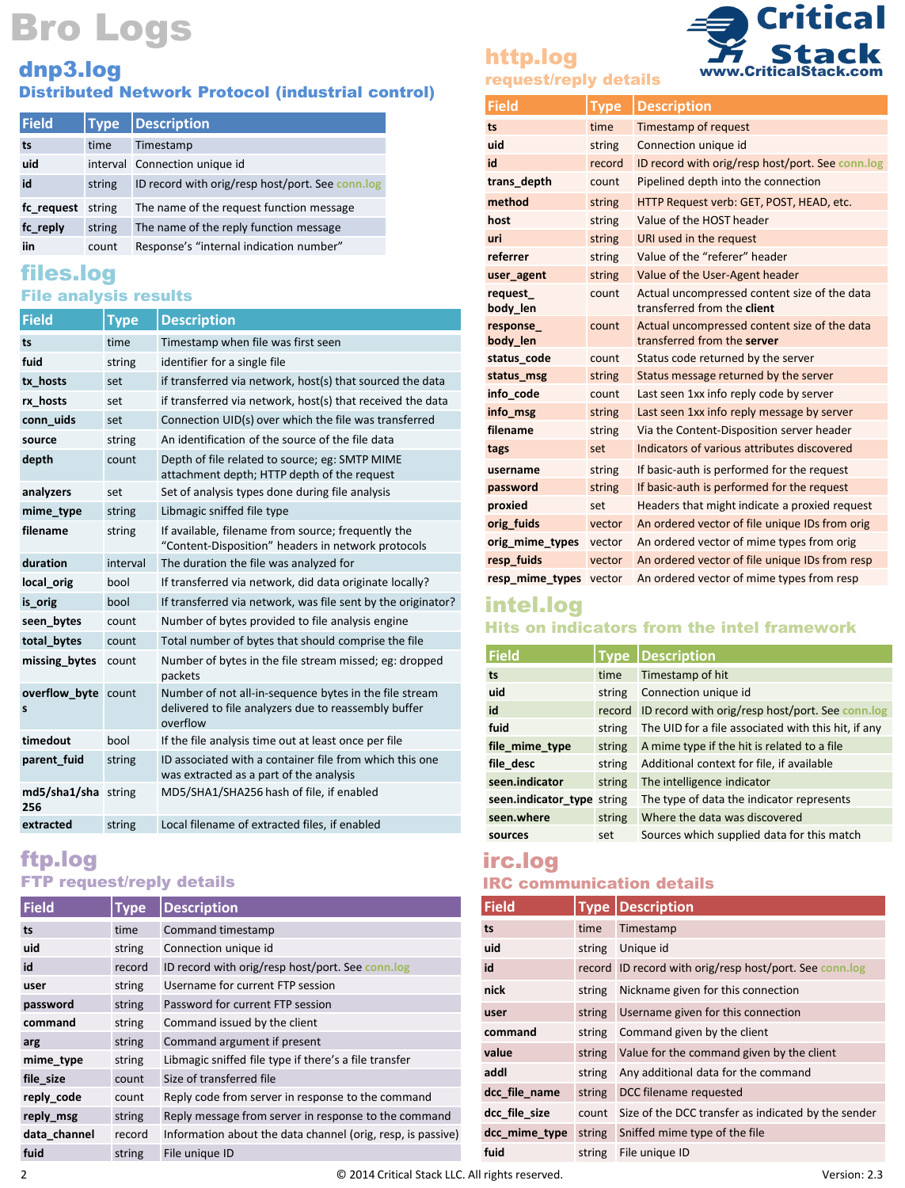# Bro Logs

## dnp3.log
### Distributed Network Protocol (industrial control)

| Field | Type | Description |
|---|---|---|
| ts | time | Timestamp |
| uid | interval | Connection unique id |
| id | string | ID record with orig/resp host/port. See conn.log |
| fc_request | string | The name of the request function message |
| fc_reply | string | The name of the reply function message |
| iin | count | Response's "internal indication number" |

## files.log
### File analysis results

| Field | Type | Description |
|---|---|---|
| ts | time | Timestamp when file was first seen |
| fuid | string | identifier for a single file |
| tx_hosts | set | if transferred via network, host(s) that sourced the data |
| rx_hosts | set | if transferred via network, host(s) that received the data |
| conn_uids | set | Connection UID(s) over which the file was transferred |
| source | string | An identification of the source of the file data |
| depth | count | Depth of file related to source; eg: SMTP MIME attachment depth; HTTP depth of the request |
| analyzers | set | Set of analysis types done during file analysis |
| mime_type | string | Libmagic sniffed file type |
| filename | string | If available, filename from source; frequently the "Content-Disposition" headers in network protocols |
| duration | interval | The duration the file was analyzed for |
| local_orig | bool | If transferred via network, did data originate locally? |
| is_orig | bool | If transferred via network, was file sent by the originator? |
| seen_bytes | count | Number of bytes provided to file analysis engine |
| total_bytes | count | Total number of bytes that should comprise the file |
| missing_bytes | count | Number of bytes in the file stream missed; eg: dropped packets |
| overflow_bytes | count | Number of not all-in-sequence bytes in the file stream delivered to file analyzers due to reassembly buffer overflow |
| timedout | bool | If the file analysis time out at least once per file |
| parent_fuid | string | ID associated with a container file from which this one was extracted as a part of the analysis |
| md5/sha1/sha256 | string | MD5/SHA1/SHA256 hash of file, if enabled |
| extracted | string | Local filename of extracted files, if enabled |

## ftp.log
### FTP request/reply details

| Field | Type | Description |
|---|---|---|
| ts | time | Command timestamp |
| uid | string | Connection unique id |
| id | record | ID record with orig/resp host/port. See conn.log |
| user | string | Username for current FTP session |
| password | string | Password for current FTP session |
| command | string | Command issued by the client |
| arg | string | Command argument if present |
| mime_type | string | Libmagic sniffed file type if there's a file transfer |
| file_size | count | Size of transferred file |
| reply_code | count | Reply code from server in response to the command |
| reply_msg | string | Reply message from server in response to the command |
| data_channel | record | Information about the data channel (orig, resp, is passive) |
| fuid | string | File unique ID |

## http.log
### request/reply details

| Field | Type | Description |
|---|---|---|
| ts | time | Timestamp of request |
| uid | string | Connection unique id |
| id | record | ID record with orig/resp host/port. See conn.log |
| trans_depth | count | Pipelined depth into the connection |
| method | string | HTTP Request verb: GET, POST, HEAD, etc. |
| host | string | Value of the HOST header |
| uri | string | URI used in the request |
| referrer | string | Value of the "referer" header |
| user_agent | string | Value of the User-Agent header |
| request_body_len | count | Actual uncompressed content size of the data transferred from the **client** |
| response_body_len | count | Actual uncompressed content size of the data transferred from the **server** |
| status_code | count | Status code returned by the server |
| status_msg | string | Status message returned by the server |
| info_code | count | Last seen 1xx info reply code by server |
| info_msg | string | Last seen 1xx info reply message by server |
| filename | string | Via the Content-Disposition server header |
| tags | set | Indicators of various attributes discovered |
| username | string | If basic-auth is performed for the request |
| password | string | If basic-auth is performed for the request |
| proxied | set | Headers that might indicate a proxied request |
| orig_fuids | vector | An ordered vector of file unique IDs from orig |
| orig_mime_types | vector | An ordered vector of mime types from orig |
| resp_fuids | vector | An ordered vector of file unique IDs from resp |
| resp_mime_types | vector | An ordered vector of mime types from resp |

## intel.log
### Hits on indicators from the intel framework

| Field | Type | Description |
|---|---|---|
| ts | time | Timestamp of hit |
| uid | string | Connection unique id |
| id | record | ID record with orig/resp host/port. See conn.log |
| fuid | string | The UID for a file associated with this hit, if any |
| file_mime_type | string | A mime type if the hit is related to a file |
| file_desc | string | Additional context for file, if available |
| seen.indicator | string | The intelligence indicator |
| seen.indicator_type | string | The type of data the indicator represents |
| seen.where | string | Where the data was discovered |
| sources | set | Sources which supplied data for this match |

## irc.log
### IRC communication details

| Field | Type | Description |
|---|---|---|
| ts | time | Timestamp |
| uid | string | Unique id |
| id | record | ID record with orig/resp host/port. See conn.log |
| nick | string | Nickname given for this connection |
| user | string | Username given for this connection |
| command | string | Command given by the client |
| value | string | Value for the command given by the client |
| addl | string | Any additional data for the command |
| dcc_file_name | string | DCC filename requested |
| dcc_file_size | count | Size of the DCC transfer as indicated by the sender |
| dcc_mime_type | string | Sniffed mime type of the file |
| fuid | string | File unique ID |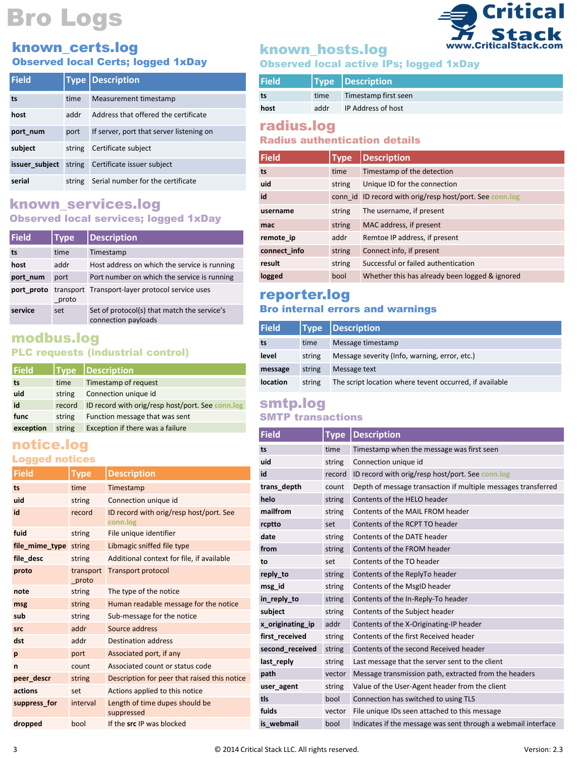# Bro Logs

## known_certs.log

### Observed local Certs; logged 1xDay

| Field | Type | Description |
|---|---|---|
| **ts** | time | Measurement timestamp |
| **host** | addr | Address that offered the certificate |
| **port_num** | port | If server, port that server listening on |
| **subject** | string | Certificate subject |
| **issuer_subject** | string | Certificate issuer subject |
| **serial** | string | Serial number for the certificate |

## known_services.log

### Observed local services; logged 1xDay

| Field | Type | Description |
|---|---|---|
| **ts** | time | Timestamp |
| **host** | addr | Host address on which the service is running |
| **port_num** | port | Port number on which the service is running |
| **port_proto** | transport_proto | Transport-layer protocol service uses |
| **service** | set | Set of protocol(s) that match the service's connection payloads |

## modbus.log

### PLC requests (industrial control)

| Field | Type | Description |
|---|---|---|
| **ts** | time | Timestamp of request |
| **uid** | string | Connection unique id |
| **id** | record | ID record with orig/resp host/port. See conn.log |
| **func** | string | Function message that was sent |
| **exception** | string | Exception if there was a failure |

## notice.log

### Logged notices

| Field | Type | Description |
|---|---|---|
| **ts** | time | Timestamp |
| **uid** | string | Connection unique id |
| **id** | record | ID record with orig/resp host/port. See conn.log |
| **fuid** | string | File unique identifier |
| **file_mime_type** | string | Libmagic sniffed file type |
| **file_desc** | string | Additional context for file, if available |
| **proto** | transport_proto | Transport protocol |
| **note** | string | The type of the notice |
| **msg** | string | Human readable message for the notice |
| **sub** | string | Sub-message for the notice |
| **src** | addr | Source address |
| **dst** | addr | Destination address |
| **p** | port | Associated port, if any |
| **n** | count | Associated count or status code |
| **peer_descr** | string | Description for peer that raised this notice |
| **actions** | set | Actions applied to this notice |
| **suppress_for** | interval | Length of time dupes should be suppressed |
| **dropped** | bool | If the **src** IP was blocked |

## known_hosts.log

### Observed local active IPs; logged 1xDay

| Field | Type | Description |
|---|---|---|
| **ts** | time | Timestamp first seen |
| **host** | addr | IP Address of host |

## radius.log

### Radius authentication details

| Field | Type | Description |
|---|---|---|
| **ts** | time | Timestamp of the detection |
| **uid** | string | Unique ID for the connection |
| **id** | conn_id | ID record with orig/resp host/port. See conn.log |
| **username** | string | The username, if present |
| **mac** | string | MAC address, if present |
| **remote_ip** | addr | Remtoe IP address, if present |
| **connect_info** | string | Connect info, if present |
| **result** | string | Successful or failed authentication |
| **logged** | bool | Whether this has already been logged & ignored |

## reporter.log

### Bro internal errors and warnings

| Field | Type | Description |
|---|---|---|
| **ts** | time | Message timestamp |
| **level** | string | Message severity (Info, warning, error, etc.) |
| **message** | string | Message text |
| **location** | string | The script location where tevent occurred, if available |

## smtp.log

### SMTP transactions

| Field | Type | Description |
|---|---|---|
| **ts** | time | Timestamp when the message was first seen |
| **uid** | string | Connection unique id |
| **id** | record | ID record with orig/resp host/port. See conn.log |
| **trans_depth** | count | Depth of message transaction if multiple messages transferred |
| **helo** | string | Contents of the HELO header |
| **mailfrom** | string | Contents of the MAIL FROM header |
| **rcptto** | set | Contents of the RCPT TO header |
| **date** | string | Contents of the DATE header |
| **from** | string | Contents of the FROM header |
| **to** | set | Contents of the TO header |
| **reply_to** | string | Contents of the ReplyTo header |
| **msg_id** | string | Contents of the MsgID header |
| **in_reply_to** | string | Contents of the In-Reply-To header |
| **subject** | string | Contents of the Subject header |
| **x_originating_ip** | addr | Contents of the X-Originating-IP header |
| **first_received** | string | Contents of the first Received header |
| **second_received** | string | Contents of the second Received header |
| **last_reply** | string | Last message that the server sent to the client |
| **path** | vector | Message transmission path, extracted from the headers |
| **user_agent** | string | Value of the User-Agent header from the client |
| **tls** | bool | Connection has switched to using TLS |
| **fuids** | vector | File unique IDs seen attached to this message |
| **is_webmail** | bool | Indicates if the message was sent through a webmail interface |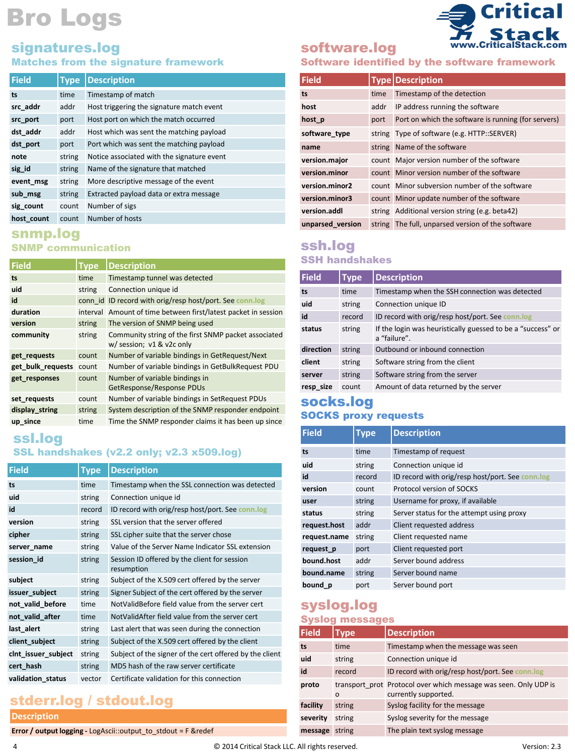# Bro Logs

Critical Stack
www.CriticalStack.com

## signatures.log

### Matches from the signature framework

| Field | Type | Description |
|---|---|---|
| ts | time | Timestamp of match |
| src_addr | addr | Host triggering the signature match event |
| src_port | port | Host port on which the match occurred |
| dst_addr | addr | Host which was sent the matching payload |
| dst_port | port | Port which was sent the matching payload |
| note | string | Notice associated with the signature event |
| sig_id | string | Name of the signature that matched |
| event_msg | string | More descriptive message of the event |
| sub_msg | string | Extracted payload data or extra message |
| sig_count | count | Number of sigs |
| host_count | count | Number of hosts |

## snmp.log

### SNMP communication

| Field | Type | Description |
|---|---|---|
| ts | time | Timestamp tunnel was detected |
| uid | string | Connection unique id |
| id | conn_id | ID record with orig/resp host/port. See conn.log |
| duration | interval | Amount of time between first/latest packet in session |
| version | string | The version of SNMP being used |
| community | string | Community string of the first SNMP packet associated w/ session; v1 & v2c only |
| get_requests | count | Number of variable bindings in GetRequest/Next |
| get_bulk_requests | count | Number of variable bindings in GetBulkRequest PDU |
| get_responses | count | Number of variable bindings in GetResponse/Response PDUs |
| set_requests | count | Number of variable bindings in SetRequest PDUs |
| display_string | string | System description of the SNMP responder endpoint |
| up_since | time | Time the SNMP responder claims it has been up since |

## ssl.log

### SSL handshakes (v2.2 only; v2.3 x509.log)

| Field | Type | Description |
|---|---|---|
| ts | time | Timestamp when the SSL connection was detected |
| uid | string | Connection unique id |
| id | record | ID record with orig/resp host/port. See conn.log |
| version | string | SSL version that the server offered |
| cipher | string | SSL cipher suite that the server chose |
| server_name | string | Value of the Server Name Indicator SSL extension |
| session_id | string | Session ID offered by the client for session resumption |
| subject | string | Subject of the X.509 cert offered by the server |
| issuer_subject | string | Signer Subject of the cert offered by the server |
| not_valid_before | time | NotValidBefore field value from the server cert |
| not_valid_after | time | NotValidAfter field value from the server cert |
| last_alert | string | Last alert that was seen during the connection |
| client_subject | string | Subject of the X.509 cert offered by the client |
| clnt_issuer_subject | string | Subject of the signer of the cert offered by the client |
| cert_hash | string | MD5 hash of the raw server certificate |
| validation_status | vector | Certificate validation for this connection |

## stderr.log / stdout.log

| Description |
|---|
| **Error / output logging -** LogAscii::output_to_stdout = F &redef |

## software.log

### Software identified by the software framework

| Field | Type | Description |
|---|---|---|
| ts | time | Timestamp of the detection |
| host | addr | IP address running the software |
| host_p | port | Port on which the software is running (for servers) |
| software_type | string | Type of software (e.g. HTTP::SERVER) |
| name | string | Name of the software |
| version.major | count | Major version number of the software |
| version.minor | count | Minor version number of the software |
| version.minor2 | count | Minor subversion number of the software |
| version.minor3 | count | Minor update number of the software |
| version.addl | string | Additional version string (e.g. beta42) |
| unparsed_version | string | The full, unparsed version of the software |

## ssh.log

### SSH handshakes

| Field | Type | Description |
|---|---|---|
| ts | time | Timestamp when the SSH connection was detected |
| uid | string | Connection unique ID |
| id | record | ID record with orig/resp host/port. See conn.log |
| status | string | If the login was heuristically guessed to be a "success" or a "failure". |
| direction | string | Outbound or inbound connection |
| client | string | Software string from the client |
| server | string | Software string from the server |
| resp_size | count | Amount of data returned by the server |

## socks.log

### SOCKS proxy requests

| Field | Type | Description |
|---|---|---|
| ts | time | Timestamp of request |
| uid | string | Connection unique id |
| id | record | ID record with orig/resp host/port. See conn.log |
| version | count | Protocol version of SOCKS |
| user | string | Username for proxy, if available |
| status | string | Server status for the attempt using proxy |
| request.host | addr | Client requested address |
| request.name | string | Client requested name |
| request_p | port | Client requested port |
| bound.host | addr | Server bound address |
| bound.name | string | Server bound name |
| bound_p | port | Server bound port |

## syslog.log

### Syslog messages

| Field | Type | Description |
|---|---|---|
| ts | time | Timestamp when the message was seen |
| uid | string | Connection unique id |
| id | record | ID record with orig/resp host/port. See conn.log |
| proto | transport_proto | Protocol over which message was seen. Only UDP is currently supported. |
| facility | string | Syslog facility for the message |
| severity | string | Syslog severity for the message |
| message | string | The plain text syslog message |

© 2014 Critical Stack LLC. All rights reserved. Version: 2.3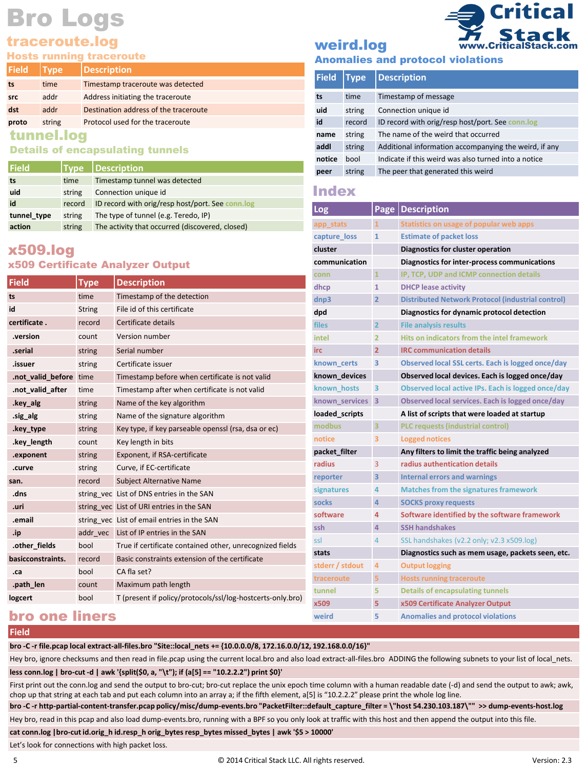# Bro Logs

## traceroute.log

### Hosts running traceroute

| Field | Type | Description |
|---|---|---|
| ts | time | Timestamp traceroute was detected |
| src | addr | Address initiating the traceroute |
| dst | addr | Destination address of the traceroute |
| proto | string | Protocol used for the traceroute |

## tunnel.log

### Details of encapsulating tunnels

| Field | Type | Description |
|---|---|---|
| ts | time | Timestamp tunnel was detected |
| uid | string | Connection unique id |
| id | record | ID record with orig/resp host/port. See conn.log |
| tunnel_type | string | The type of tunnel (e.g. Teredo, IP) |
| action | string | The activity that occurred (discovered, closed) |

## x509.log

### x509 Certificate Analyzer Output

| Field | Type | Description |
|---|---|---|
| ts | time | Timestamp of the detection |
| id | String | File id of this certificate |
| certificate . | record | Certificate details |
| .version | count | Version number |
| .serial | string | Serial number |
| .issuer | string | Certificate issuer |
| .not_valid_before | time | Timestamp before when certificate is not valid |
| .not_valid_after | time | Timestamp after when certificate is not valid |
| .key_alg | string | Name of the key algorithm |
| .sig_alg | string | Name of the signature algorithm |
| .key_type | string | Key type, if key parseable openssl (rsa, dsa or ec) |
| .key_length | count | Key length in bits |
| .exponent | string | Exponent, if RSA-certificate |
| .curve | string | Curve, if EC-certificate |
| san. | record | Subject Alternative Name |
| .dns | string_vec | List of DNS entries in the SAN |
| .uri | string_vec | List of URI entries in the SAN |
| .email | string_vec | List of email entries in the SAN |
| .ip | addr_vec | List of IP entries in the SAN |
| .other_fields | bool | True if certificate contained other, unrecognized fields |
| basicconstraints. | record | Basic constraints extension of the certificate |
| .ca | bool | CA fla set? |
| .path_len | count | Maximum path length |
| logcert | bool | T (present if policy/protocols/ssl/log-hostcerts-only.bro) |

## weird.log

### Anomalies and protocol violations

| Field | Type | Description |
|---|---|---|
| ts | time | Timestamp of message |
| uid | string | Connection unique id |
| id | record | ID record with orig/resp host/port. See conn.log |
| name | string | The name of the weird that occurred |
| addl | string | Additional information accompanying the weird, if any |
| notice | bool | Indicate if this weird was also turned into a notice |
| peer | string | The peer that generated this weird |

## Index

| Log | Page | Description |
|---|---|---|
| app_stats | 1 | Statistics on usage of popular web apps |
| capture_loss | 1 | Estimate of packet loss |
| cluster | | Diagnostics for cluster operation |
| communication | | Diagnostics for inter-process communications |
| conn | 1 | IP, TCP, UDP and ICMP connection details |
| dhcp | 1 | DHCP lease activity |
| dnp3 | 2 | Distributed Network Protocol (industrial control) |
| dpd | | Diagnostics for dynamic protocol detection |
| files | 2 | File analysis results |
| intel | 2 | Hits on indicators from the intel framework |
| irc | 2 | IRC communication details |
| known_certs | 3 | Observed local SSL certs. Each is logged once/day |
| known_devices | | Observed local devices. Each is logged once/day |
| known_hosts | 3 | Observed local active IPs. Each is logged once/day |
| known_services | 3 | Observed local services. Each is logged once/day |
| loaded_scripts | | A list of scripts that were loaded at startup |
| modbus | 3 | PLC requests (industrial control) |
| notice | 3 | Logged notices |
| packet_filter | | Any filters to limit the traffic being analyzed |
| radius | 3 | radius authentication details |
| reporter | 3 | Internal errors and warnings |
| signatures | 4 | Matches from the signatures framework |
| socks | 4 | SOCKS proxy requests |
| software | 4 | Software identified by the software framework |
| ssh | 4 | SSH handshakes |
| ssl | 4 | SSL handshakes (v2.2 only; v2.3 x509.log) |
| stats | | Diagnostics such as mem usage, packets seen, etc. |
| stderr / stdout | 4 | Output logging |
| traceroute | 5 | Hosts running traceroute |
| tunnel | 5 | Details of encapsulating tunnels |
| x509 | 5 | x509 Certificate Analyzer Output |
| weird | 5 | Anomalies and protocol violations |

## bro one liners

| Field |
|---|
| **bro -C -r file.pcap local extract-all-files.bro "Site::local_nets += {10.0.0.0/8, 172.16.0.0/12, 192.168.0.0/16}"** |
| Hey bro, ignore checksums and then read in file.pcap using the current local.bro and also load extract-all-files.bro ADDING the following subnets to your list of local_nets. |
| **less conn.log \| bro-cut -d \| awk '{split($0, a, "\t"); if (a[5] == "10.2.2.2") print $0}'** |
| First print out the conn.log and send the output to bro-cut; bro-cut replace the unix epoch time column with a human readable date (-d) and send the output to awk; awk, chop up that string at each tab and put each column into an array; if the fifth element, a[5] is "10.2.2.2" please print the whole log line. |
| **bro -C -r http-partial-content-transfer.pcap policy/misc/dump-events.bro "PacketFilter::default_capture_filter = \"host 54.230.103.187\"" >> dump-events-host.log** |
| Hey bro, read in this pcap and also load dump-events.bro, running with a BPF so you only look at traffic with this host and then append the output into this file. |
| **cat conn.log \|bro-cut id.orig_h id.resp_h orig_bytes resp_bytes missed_bytes \| awk '$5 > 10000'** |
| Let's look for connections with high packet loss. |

© 2014 Critical Stack LLC. All rights reserved. Version: 2.3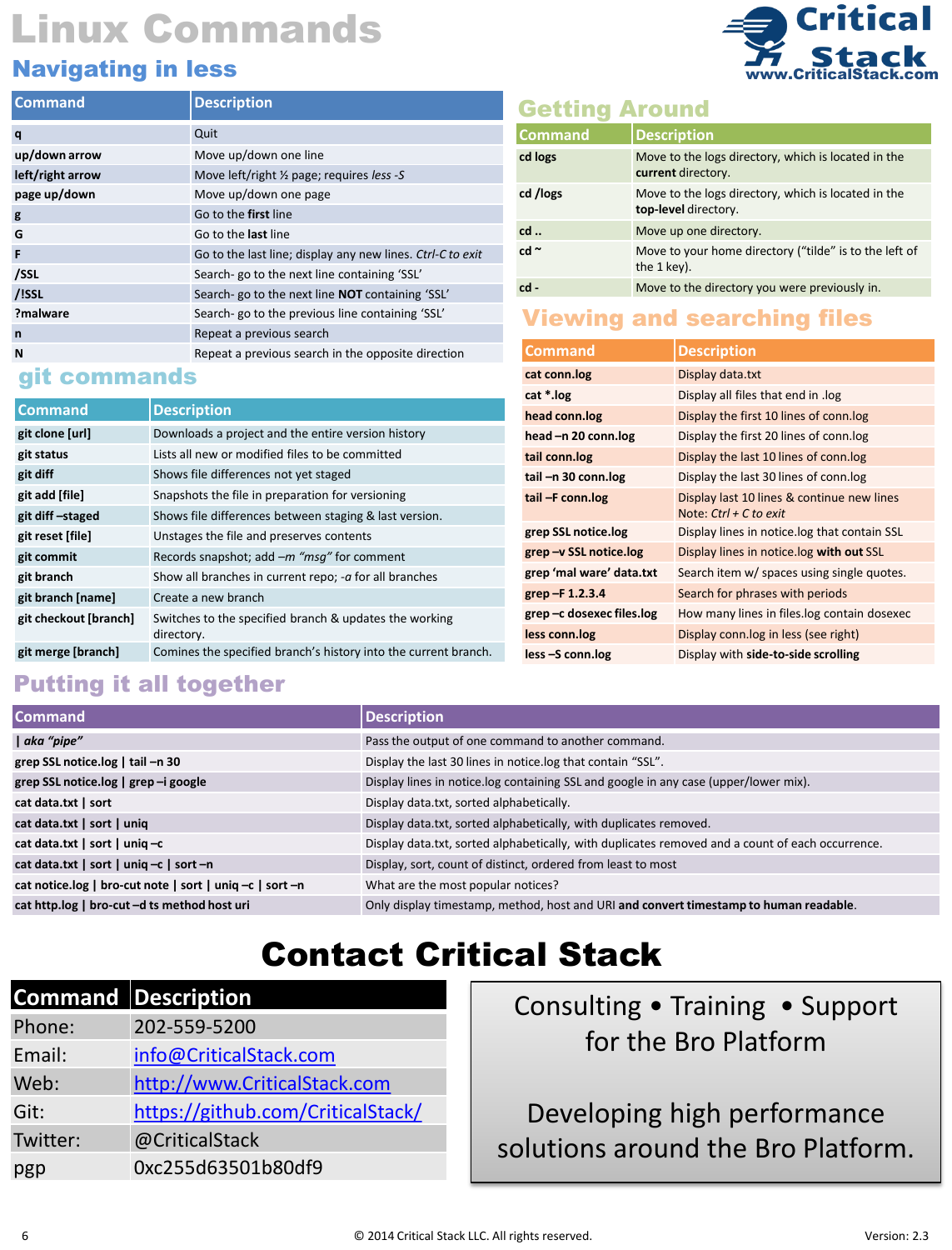# Linux Commands

Critical Stack
www.CriticalStack.com

## Navigating in less

| Command | Description |
|---|---|
| **q** | Quit |
| **up/down arrow** | Move up/down one line |
| **left/right arrow** | Move left/right ½ page; requires *less -S* |
| **page up/down** | Move up/down one page |
| **g** | Go to the **first** line |
| **G** | Go to the **last** line |
| **F** | Go to the last line; display any new lines. *Ctrl-C to exit* |
| **/SSL** | Search- go to the next line containing 'SSL' |
| **/!SSL** | Search- go to the next line **NOT** containing 'SSL' |
| **?malware** | Search- go to the previous line containing 'SSL' |
| **n** | Repeat a previous search |
| **N** | Repeat a previous search in the opposite direction |

## git commands

| Command | Description |
|---|---|
| **git clone [url]** | Downloads a project and the entire version history |
| **git status** | Lists all new or modified files to be committed |
| **git diff** | Shows file differences not yet staged |
| **git add [file]** | Snapshots the file in preparation for versioning |
| **git diff –staged** | Shows file differences between staging & last version. |
| **git reset [file]** | Unstages the file and preserves contents |
| **git commit** | Records snapshot; add *–m "msg"* for comment |
| **git branch** | Show all branches in current repo; *-a* for all branches |
| **git branch [name]** | Create a new branch |
| **git checkout [branch]** | Switches to the specified branch & updates the working directory. |
| **git merge [branch]** | Comines the specified branch's history into the current branch. |

## Getting Around

| Command | Description |
|---|---|
| **cd logs** | Move to the logs directory, which is located in the **current** directory. |
| **cd /logs** | Move to the logs directory, which is located in the **top-level** directory. |
| **cd ..** | Move up one directory. |
| **cd ~** | Move to your home directory ("tilde" is to the left of the 1 key). |
| **cd -** | Move to the directory you were previously in. |

## Viewing and searching files

| Command | Description |
|---|---|
| **cat conn.log** | Display data.txt |
| **cat *.log** | Display all files that end in .log |
| **head conn.log** | Display the first 10 lines of conn.log |
| **head –n 20 conn.log** | Display the first 20 lines of conn.log |
| **tail conn.log** | Display the last 10 lines of conn.log |
| **tail –n 30 conn.log** | Display the last 30 lines of conn.log |
| **tail –F conn.log** | Display last 10 lines & continue new lines Note: *Ctrl + C to exit* |
| **grep SSL notice.log** | Display lines in notice.log that contain SSL |
| **grep –v SSL notice.log** | Display lines in notice.log **with out** SSL |
| **grep 'mal ware' data.txt** | Search item w/ spaces using single quotes. |
| **grep –F 1.2.3.4** | Search for phrases with periods |
| **grep –c dosexec files.log** | How many lines in files.log contain dosexec |
| **less conn.log** | Display conn.log in less (see right) |
| **less –S conn.log** | Display with **side-to-side scrolling** |

## Putting it all together

| Command | Description |
|---|---|
| **\|** *aka "pipe"* | Pass the output of one command to another command. |
| **grep SSL notice.log \| tail –n 30** | Display the last 30 lines in notice.log that contain "SSL". |
| **grep SSL notice.log \| grep –i google** | Display lines in notice.log containing SSL and google in any case (upper/lower mix). |
| **cat data.txt \| sort** | Display data.txt, sorted alphabetically. |
| **cat data.txt \| sort \| uniq** | Display data.txt, sorted alphabetically, with duplicates removed. |
| **cat data.txt \| sort \| uniq –c** | Display data.txt, sorted alphabetically, with duplicates removed and a count of each occurrence. |
| **cat data.txt \| sort \| uniq –c \| sort –n** | Display, sort, count of distinct, ordered from least to most |
| **cat notice.log \| bro-cut note \| sort \| uniq –c \| sort –n** | What are the most popular notices? |
| **cat http.log \| bro-cut –d ts method host uri** | Only display timestamp, method, host and URI **and convert timestamp to human readable**. |

# Contact Critical Stack

| Command | Description |
|---|---|
| Phone: | 202-559-5200 |
| Email: | info@CriticalStack.com |
| Web: | http://www.CriticalStack.com |
| Git: | https://github.com/CriticalStack/ |
| Twitter: | @CriticalStack |
| pgp | 0xc255d63501b80df9 |

Consulting • Training • Support for the Bro Platform

Developing high performance solutions around the Bro Platform.

© 2014 Critical Stack LLC. All rights reserved. Version: 2.3